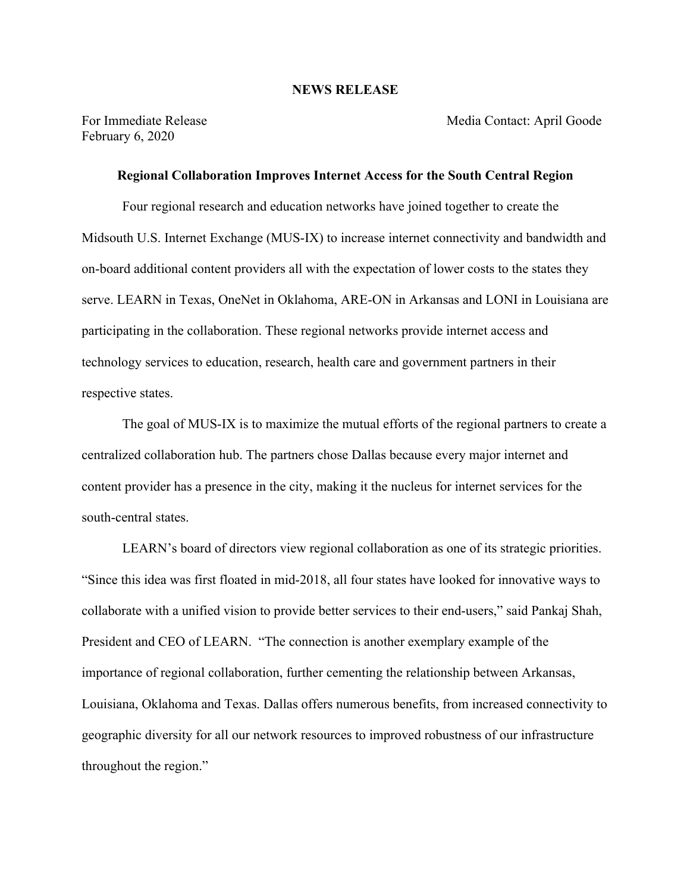**NEWS RELEASE**

For Immediate Release
February 6, 2020

Media Contact: April Goode

**Regional Collaboration Improves Internet Access for the South Central Region**

Four regional research and education networks have joined together to create the Midsouth U.S. Internet Exchange (MUS-IX) to increase internet connectivity and bandwidth and on-board additional content providers all with the expectation of lower costs to the states they serve. LEARN in Texas, OneNet in Oklahoma, ARE-ON in Arkansas and LONI in Louisiana are participating in the collaboration. These regional networks provide internet access and technology services to education, research, health care and government partners in their respective states.

The goal of MUS-IX is to maximize the mutual efforts of the regional partners to create a centralized collaboration hub. The partners chose Dallas because every major internet and content provider has a presence in the city, making it the nucleus for internet services for the south-central states.

LEARN's board of directors view regional collaboration as one of its strategic priorities. "Since this idea was first floated in mid-2018, all four states have looked for innovative ways to collaborate with a unified vision to provide better services to their end-users," said Pankaj Shah, President and CEO of LEARN. "The connection is another exemplary example of the importance of regional collaboration, further cementing the relationship between Arkansas, Louisiana, Oklahoma and Texas. Dallas offers numerous benefits, from increased connectivity to geographic diversity for all our network resources to improved robustness of our infrastructure throughout the region."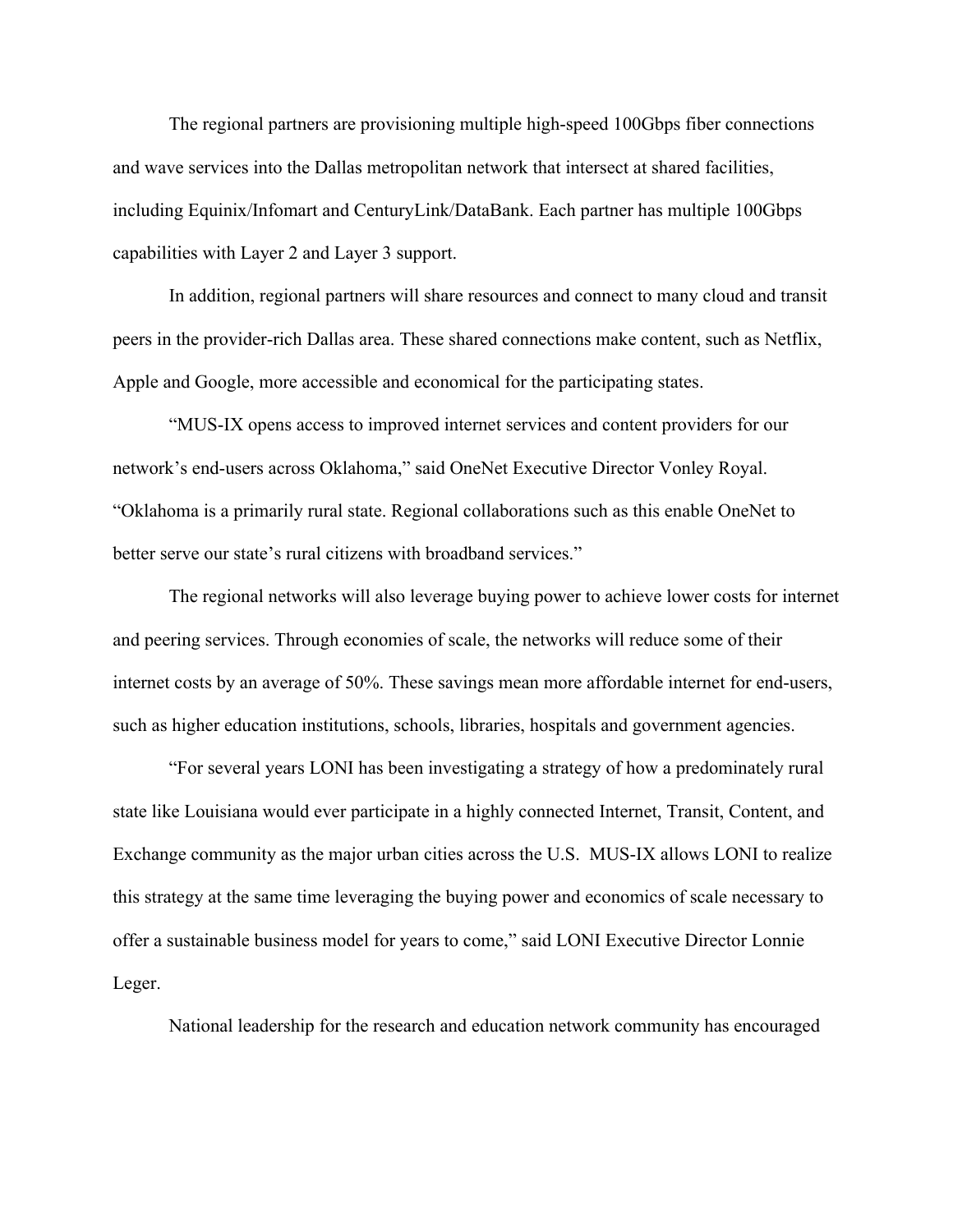The regional partners are provisioning multiple high-speed 100Gbps fiber connections and wave services into the Dallas metropolitan network that intersect at shared facilities, including Equinix/Infomart and CenturyLink/DataBank. Each partner has multiple 100Gbps capabilities with Layer 2 and Layer 3 support.

In addition, regional partners will share resources and connect to many cloud and transit peers in the provider-rich Dallas area. These shared connections make content, such as Netflix, Apple and Google, more accessible and economical for the participating states.

"MUS-IX opens access to improved internet services and content providers for our network's end-users across Oklahoma," said OneNet Executive Director Vonley Royal. "Oklahoma is a primarily rural state. Regional collaborations such as this enable OneNet to better serve our state's rural citizens with broadband services."

The regional networks will also leverage buying power to achieve lower costs for internet and peering services. Through economies of scale, the networks will reduce some of their internet costs by an average of 50%. These savings mean more affordable internet for end-users, such as higher education institutions, schools, libraries, hospitals and government agencies.

"For several years LONI has been investigating a strategy of how a predominately rural state like Louisiana would ever participate in a highly connected Internet, Transit, Content, and Exchange community as the major urban cities across the U.S. MUS-IX allows LONI to realize this strategy at the same time leveraging the buying power and economics of scale necessary to offer a sustainable business model for years to come," said LONI Executive Director Lonnie Leger.

National leadership for the research and education network community has encouraged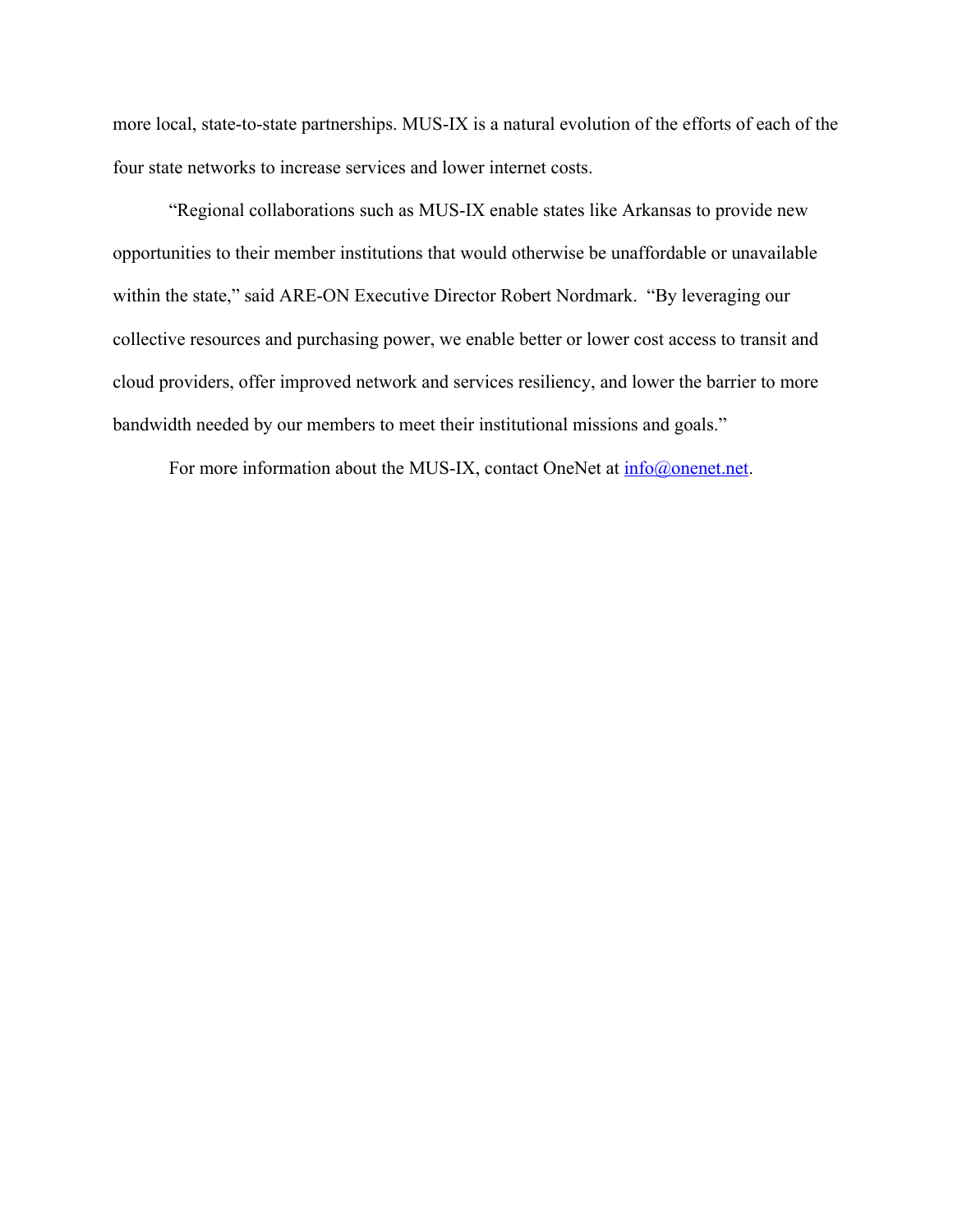more local, state-to-state partnerships. MUS-IX is a natural evolution of the efforts of each of the four state networks to increase services and lower internet costs.

"Regional collaborations such as MUS-IX enable states like Arkansas to provide new opportunities to their member institutions that would otherwise be unaffordable or unavailable within the state," said ARE-ON Executive Director Robert Nordmark. "By leveraging our collective resources and purchasing power, we enable better or lower cost access to transit and cloud providers, offer improved network and services resiliency, and lower the barrier to more bandwidth needed by our members to meet their institutional missions and goals."

For more information about the MUS-IX, contact OneNet at [info@onenet.net](mailto:info@onenet.net).